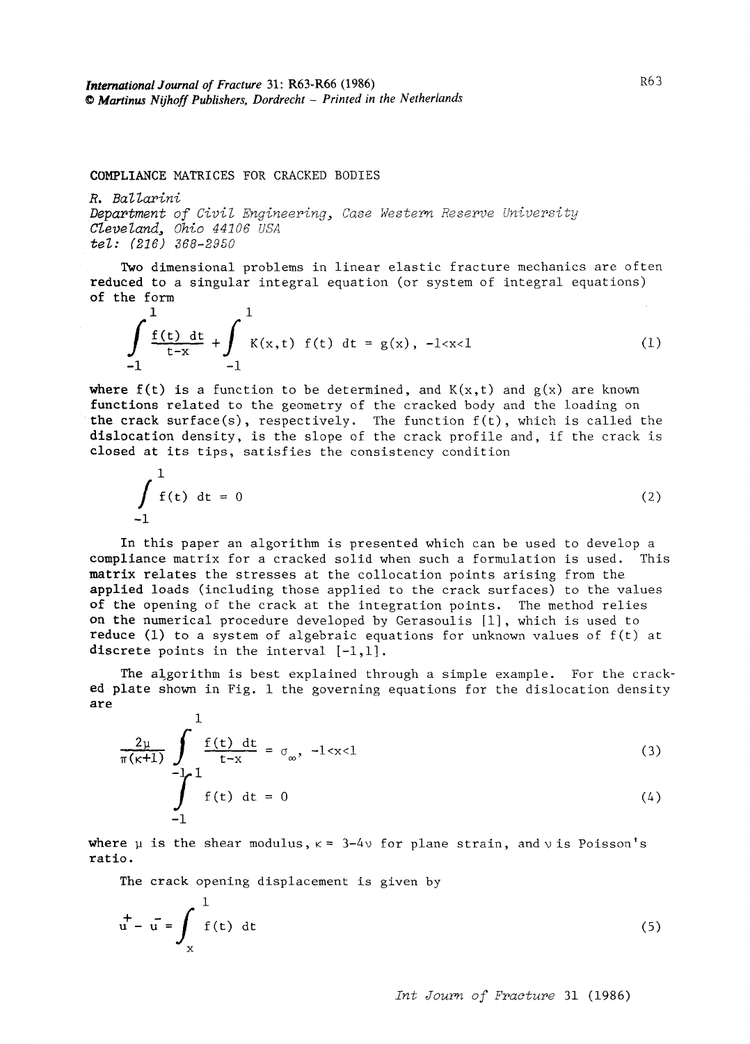# COMPLIANCE MATRICES FOR CRACKED BODIES

*R. Ballarini*
*Department of Civil Engineering, Case Western Reserve University*
*Cleveland, Ohio 44106 USA*
*tel: (216) 368-2950*

Two dimensional problems in linear elastic fracture mechanics are often reduced to a singular integral equation (or system of integral equations) of the form

$$\int_{-1}^{1} \frac{f(t)\,dt}{t-x} + \int_{-1}^{1} K(x,t)\, f(t)\, dt = g(x), \quad -1<x<1 \tag{1}$$

where $f(t)$ is a function to be determined, and $K(x,t)$ and $g(x)$ are known functions related to the geometry of the cracked body and the loading on the crack surface(s), respectively. The function $f(t)$, which is called the dislocation density, is the slope of the crack profile and, if the crack is closed at its tips, satisfies the consistency condition

$$\int_{-1}^{1} f(t)\, dt = 0 \tag{2}$$

In this paper an algorithm is presented which can be used to develop a compliance matrix for a cracked solid when such a formulation is used. This matrix relates the stresses at the collocation points arising from the applied loads (including those applied to the crack surfaces) to the values of the opening of the crack at the integration points. The method relies on the numerical procedure developed by Gerasoulis [1], which is used to reduce (1) to a system of algebraic equations for unknown values of $f(t)$ at discrete points in the interval $[-1,1]$.

The algorithm is best explained through a simple example. For the cracked plate shown in Fig. 1 the governing equations for the dislocation density are

$$\frac{2\mu}{\pi(\kappa+1)} \int_{-1}^{1} \frac{f(t)\,dt}{t-x} = \sigma_{\infty}, \quad -1<x<1 \tag{3}$$

$$\int_{-1}^{1} f(t)\, dt = 0 \tag{4}$$

where $\mu$ is the shear modulus, $\kappa = 3-4\nu$ for plane strain, and $\nu$ is Poisson's ratio.

The crack opening displacement is given by

$$u^{+} - u^{-} = \int_{x}^{1} f(t)\, dt \tag{5}$$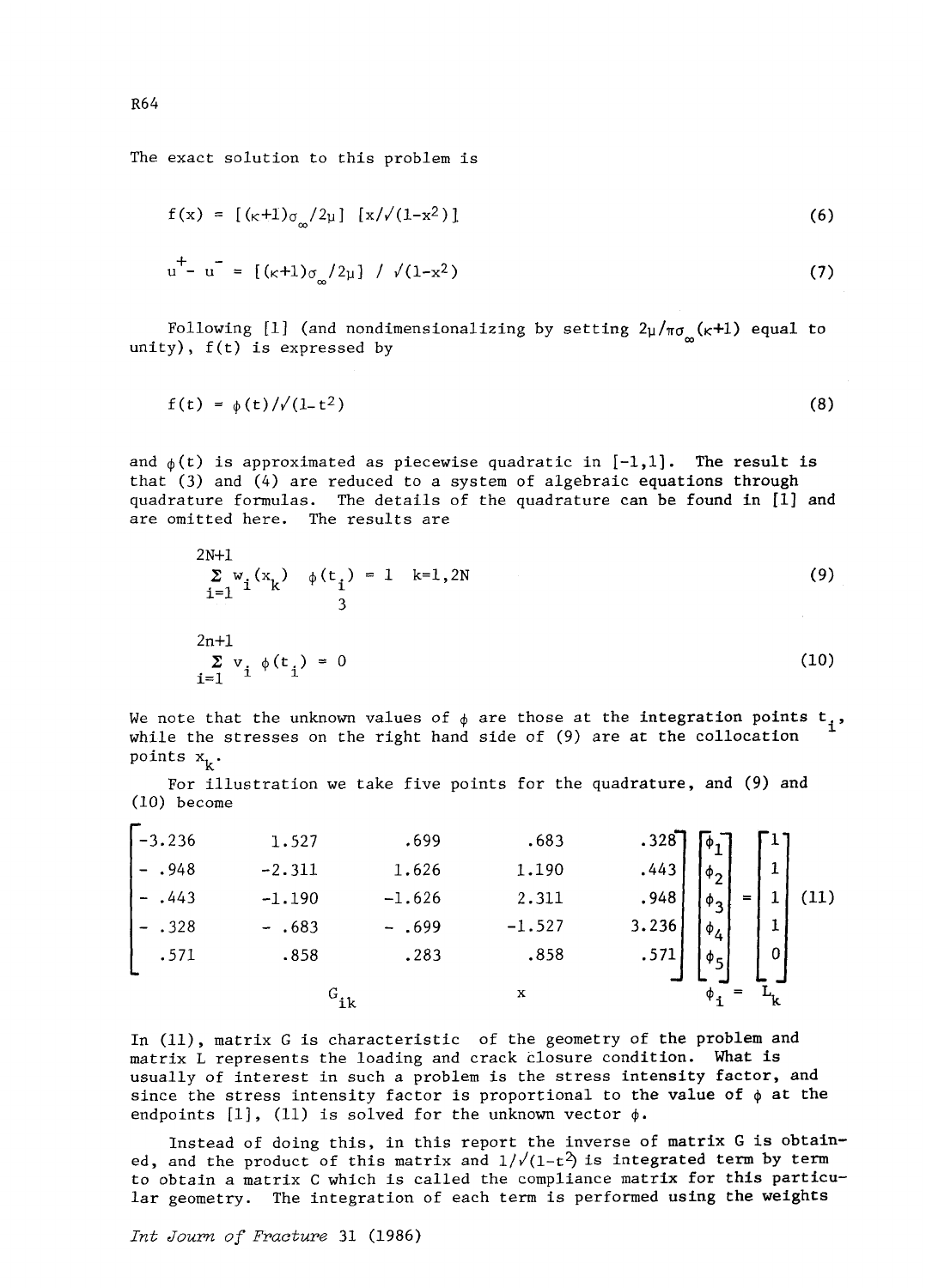The exact solution to this problem is

$$f(x) = [(\kappa+1)\sigma_\infty/2\mu]\ [x/\sqrt{(1-x^2)}] \tag{6}$$

$$u^+ - u^- = [(\kappa+1)\sigma_\infty/2\mu]\ /\ \sqrt{(1-x^2)} \tag{7}$$

Following [1] (and nondimensionalizing by setting $2\mu/\pi\sigma_\infty(\kappa+1)$ equal to unity), $f(t)$ is expressed by

$$f(t) = \phi(t)/\sqrt{(1-t^2)} \tag{8}$$

and $\phi(t)$ is approximated as piecewise quadratic in $[-1,1]$. The result is that (3) and (4) are reduced to a system of algebraic equations through quadrature formulas. The details of the quadrature can be found in [1] and are omitted here. The results are

$$\sum_{i=1}^{2N+1} w_i(x_k)\ \phi(t_i) = 1 \quad k=1,2N \tag{9}$$
$$3$$

$$\sum_{i=1}^{2n+1} v_i\ \phi(t_i) = 0 \tag{10}$$

We note that the unknown values of $\phi$ are those at the integration points $t_i$, while the stresses on the right hand side of (9) are at the collocation points $x_k$.

For illustration we take five points for the quadrature, and (9) and (10) become

$$\begin{bmatrix} -3.236 & 1.527 & .699 & .683 & .328 \\ -.948 & -2.311 & 1.626 & 1.190 & .443 \\ -.443 & -1.190 & -1.626 & 2.311 & .948 \\ -.328 & -.683 & -.699 & -1.527 & 3.236 \\ .571 & .858 & .283 & .858 & .571 \end{bmatrix} \begin{bmatrix} \phi_1 \\ \phi_2 \\ \phi_3 \\ \phi_4 \\ \phi_5 \end{bmatrix} = \begin{bmatrix} 1 \\ 1 \\ 1 \\ 1 \\ 0 \end{bmatrix} \tag{11}$$

$$G_{ik} \qquad \text{x} \qquad \phi_i = L_k$$

In (11), matrix G is characteristic of the geometry of the problem and matrix L represents the loading and crack closure condition. What is usually of interest in such a problem is the stress intensity factor, and since the stress intensity factor is proportional to the value of $\phi$ at the endpoints [1], (11) is solved for the unknown vector $\phi$.

Instead of doing this, in this report the inverse of matrix G is obtained, and the product of this matrix and $1/\sqrt{(1-t^2)}$ is integrated term by term to obtain a matrix C which is called the compliance matrix for this particular geometry. The integration of each term is performed using the weights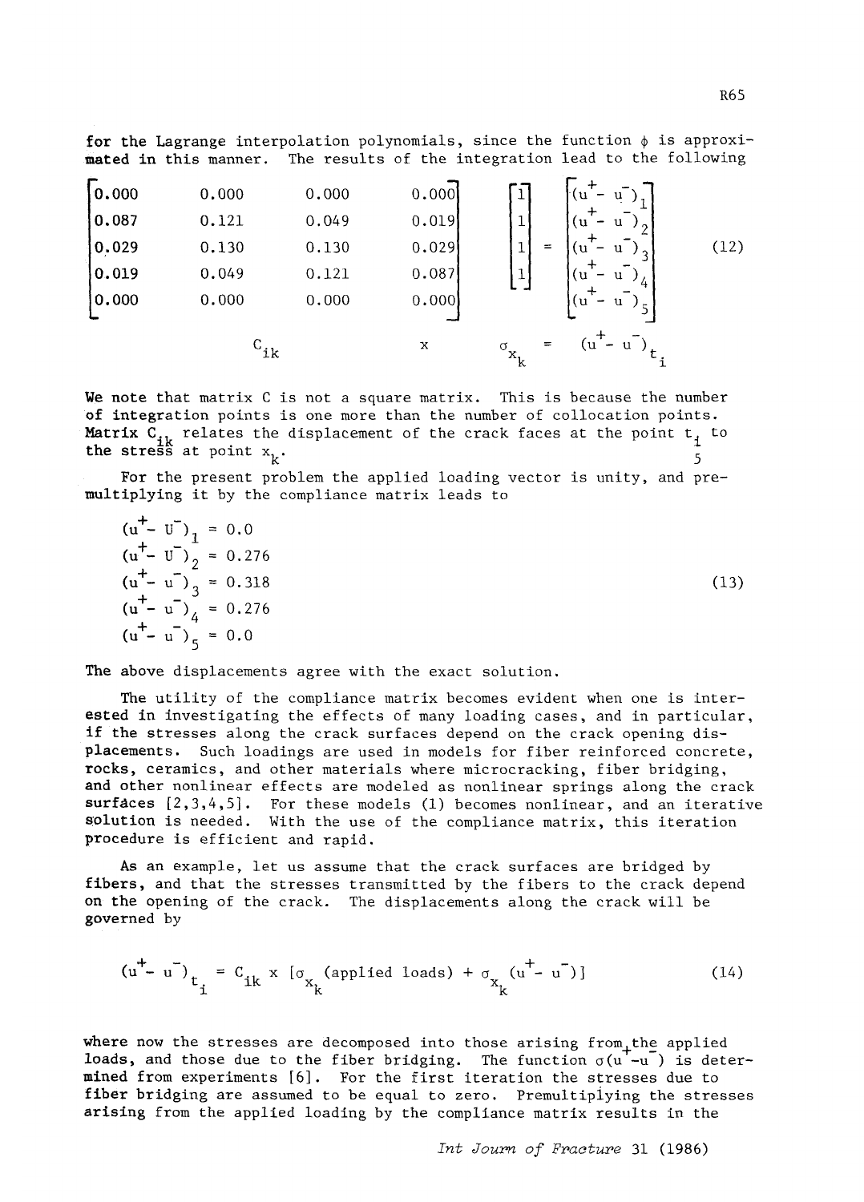for the Lagrange interpolation polynomials, since the function $\phi$ is approximated in this manner. The results of the integration lead to the following

$$
\underbrace{\begin{bmatrix}
0.000 & 0.000 & 0.000 & 0.000 \\
0.087 & 0.121 & 0.049 & 0.019 \\
0.029 & 0.130 & 0.130 & 0.029 \\
0.019 & 0.049 & 0.121 & 0.087 \\
0.000 & 0.000 & 0.000 & 0.000
\end{bmatrix}}_{C_{ik}}
\times
\underbrace{\begin{bmatrix} 1 \\ 1 \\ 1 \\ 1 \end{bmatrix}}_{\sigma_{x_k}}
=
\underbrace{\begin{bmatrix}
(u^+ - u^-)_1 \\
(u^+ - u^-)_2 \\
(u^+ - u^-)_3 \\
(u^+ - u^-)_4 \\
(u^+ - u^-)_5
\end{bmatrix}}_{(u^+ - u^-)_{t_i}}
\tag{12}
$$

We note that matrix C is not a square matrix. This is because the number of integration points is one more than the number of collocation points. Matrix $C_{ik}$ relates the displacement of the crack faces at the point $t_i$ to the stress at point $x_k$.

For the present problem the applied loading vector is unity, and premultiplying it by the compliance matrix leads to

$$
\begin{aligned}
(u^+ - U^-)_1 &= 0.0 \\
(u^+ - U^-)_2 &= 0.276 \\
(u^+ - u^-)_3 &= 0.318 \\
(u^+ - u^-)_4 &= 0.276 \\
(u^+ - u^-)_5 &= 0.0
\end{aligned}
\tag{13}
$$

The above displacements agree with the exact solution.

The utility of the compliance matrix becomes evident when one is interested in investigating the effects of many loading cases, and in particular, if the stresses along the crack surfaces depend on the crack opening displacements. Such loadings are used in models for fiber reinforced concrete, rocks, ceramics, and other materials where microcracking, fiber bridging, and other nonlinear effects are modeled as nonlinear springs along the crack surfaces [2,3,4,5]. For these models (1) becomes nonlinear, and an iterative solution is needed. With the use of the compliance matrix, this iteration procedure is efficient and rapid.

As an example, let us assume that the crack surfaces are bridged by fibers, and that the stresses transmitted by the fibers to the crack depend on the opening of the crack. The displacements along the crack will be governed by

$$
(u^+ - u^-)_{t_i} = C_{ik} \times [\sigma_{x_k}(\text{applied loads}) + \sigma_{x_k}(u^+ - u^-)] \tag{14}
$$

where now the stresses are decomposed into those arising from the applied loads, and those due to the fiber bridging. The function $\sigma(u^+ - u^-)$ is determined from experiments [6]. For the first iteration the stresses due to fiber bridging are assumed to be equal to zero. Premultiplying the stresses arising from the applied loading by the compliance matrix results in the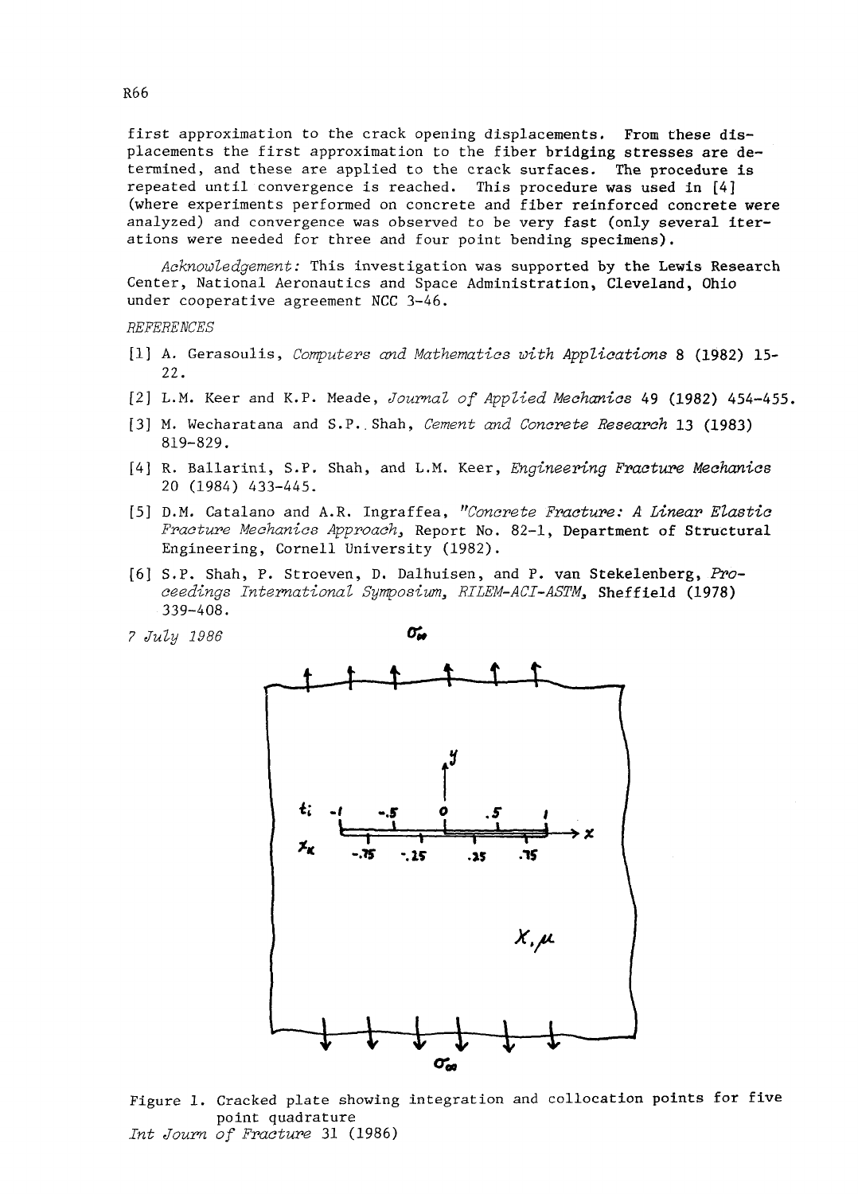first approximation to the crack opening displacements. From these displacements the first approximation to the fiber bridging stresses are determined, and these are applied to the crack surfaces. The procedure is repeated until convergence is reached. This procedure was used in [4] (where experiments performed on concrete and fiber reinforced concrete were analyzed) and convergence was observed to be very fast (only several iterations were needed for three and four point bending specimens).

*Acknowledgement:* This investigation was supported by the Lewis Research Center, National Aeronautics and Space Administration, Cleveland, Ohio under cooperative agreement NCC 3-46.

*REFERENCES*

[1] A. Gerasoulis, *Computers and Mathematics with Applications* 8 (1982) 15-22.

[2] L.M. Keer and K.P. Meade, *Journal of Applied Mechanics* 49 (1982) 454-455.

[3] M. Wecharatana and S.P. Shah, *Cement and Concrete Research* 13 (1983) 819-829.

[4] R. Ballarini, S.P. Shah, and L.M. Keer, *Engineering Fracture Mechanics* 20 (1984) 433-445.

[5] D.M. Catalano and A.R. Ingraffea, *"Concrete Fracture: A Linear Elastic Fracture Mechanics Approach,* Report No. 82-1, Department of Structural Engineering, Cornell University (1982).

[6] S.P. Shah, P. Stroeven, D. Dalhuisen, and P. van Stekelenberg, *Proceedings International Symposium, RILEM-ACI-ASTM,* Sheffield (1978) 339-408.

*7 July 1986*

$\sigma_\infty$

$y$

$t_i$ -1 -.5 0 .5 1

$x$

$x_k$ -.75 -.25 .25 .75

$X, \mu$

$\sigma_\infty$

Figure 1. Cracked plate showing integration and collocation points for five point quadrature